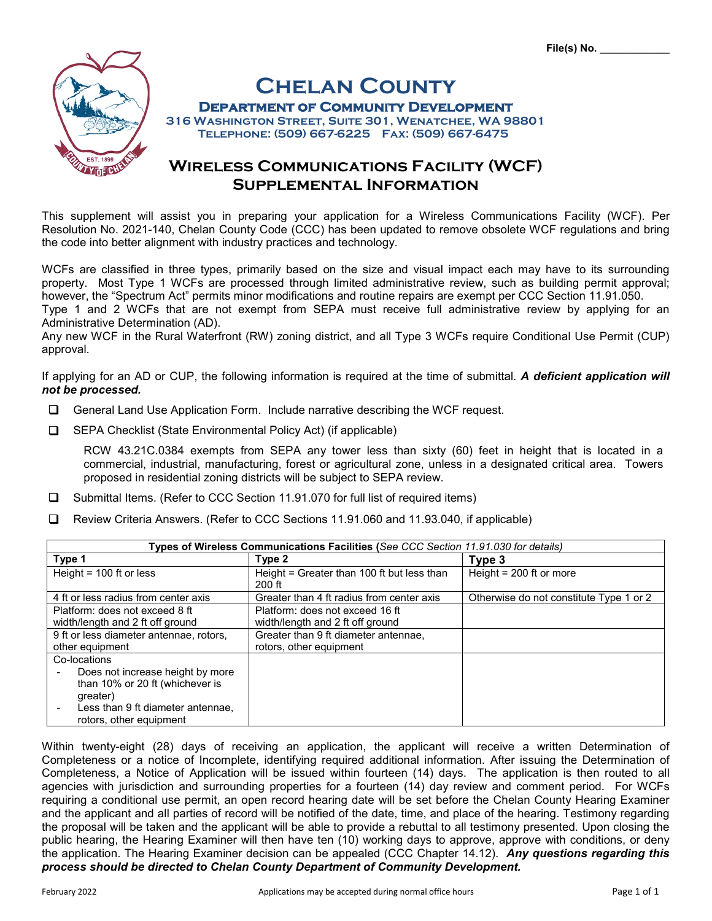File(s) No. ___________

# Chelan County

## Department of Community Development

**316 Washington Street, Suite 301, Wenatchee, WA 98801**
**Telephone: (509) 667-6225 Fax: (509) 667-6475**

## Wireless Communications Facility (WCF) Supplemental Information

This supplement will assist you in preparing your application for a Wireless Communications Facility (WCF). Per Resolution No. 2021-140, Chelan County Code (CCC) has been updated to remove obsolete WCF regulations and bring the code into better alignment with industry practices and technology.

WCFs are classified in three types, primarily based on the size and visual impact each may have to its surrounding property. Most Type 1 WCFs are processed through limited administrative review, such as building permit approval; however, the "Spectrum Act" permits minor modifications and routine repairs are exempt per CCC Section 11.91.050. Type 1 and 2 WCFs that are not exempt from SEPA must receive full administrative review by applying for an Administrative Determination (AD).
Any new WCF in the Rural Waterfront (RW) zoning district, and all Type 3 WCFs require Conditional Use Permit (CUP) approval.

If applying for an AD or CUP, the following information is required at the time of submittal. ***A deficient application will not be processed.***

- ❑ General Land Use Application Form. Include narrative describing the WCF request.
- ❑ SEPA Checklist (State Environmental Policy Act) (if applicable)

  RCW 43.21C.0384 exempts from SEPA any tower less than sixty (60) feet in height that is located in a commercial, industrial, manufacturing, forest or agricultural zone, unless in a designated critical area. Towers proposed in residential zoning districts will be subject to SEPA review.

- ❑ Submittal Items. (Refer to CCC Section 11.91.070 for full list of required items)
- ❑ Review Criteria Answers. (Refer to CCC Sections 11.91.060 and 11.93.040, if applicable)

| **Types of Wireless Communications Facilities** (*See CCC Section 11.91.030 for details*) | | |
|---|---|---|
| **Type 1** | **Type 2** | **Type 3** |
| Height = 100 ft or less | Height = Greater than 100 ft but less than 200 ft | Height = 200 ft or more |
| 4 ft or less radius from center axis | Greater than 4 ft radius from center axis | Otherwise do not constitute Type 1 or 2 |
| Platform: does not exceed 8 ft width/length and 2 ft off ground | Platform: does not exceed 16 ft width/length and 2 ft off ground | |
| 9 ft or less diameter antennae, rotors, other equipment | Greater than 9 ft diameter antennae, rotors, other equipment | |
| Co-locations<br>- Does not increase height by more than 10% or 20 ft (whichever is greater)<br>- Less than 9 ft diameter antennae, rotors, other equipment | | |

Within twenty-eight (28) days of receiving an application, the applicant will receive a written Determination of Completeness or a notice of Incomplete, identifying required additional information. After issuing the Determination of Completeness, a Notice of Application will be issued within fourteen (14) days. The application is then routed to all agencies with jurisdiction and surrounding properties for a fourteen (14) day review and comment period. For WCFs requiring a conditional use permit, an open record hearing date will be set before the Chelan County Hearing Examiner and the applicant and all parties of record will be notified of the date, time, and place of the hearing. Testimony regarding the proposal will be taken and the applicant will be able to provide a rebuttal to all testimony presented. Upon closing the public hearing, the Hearing Examiner will then have ten (10) working days to approve, approve with conditions, or deny the application. The Hearing Examiner decision can be appealed (CCC Chapter 14.12). ***Any questions regarding this process should be directed to Chelan County Department of Community Development.***

February 2022 Applications may be accepted during normal office hours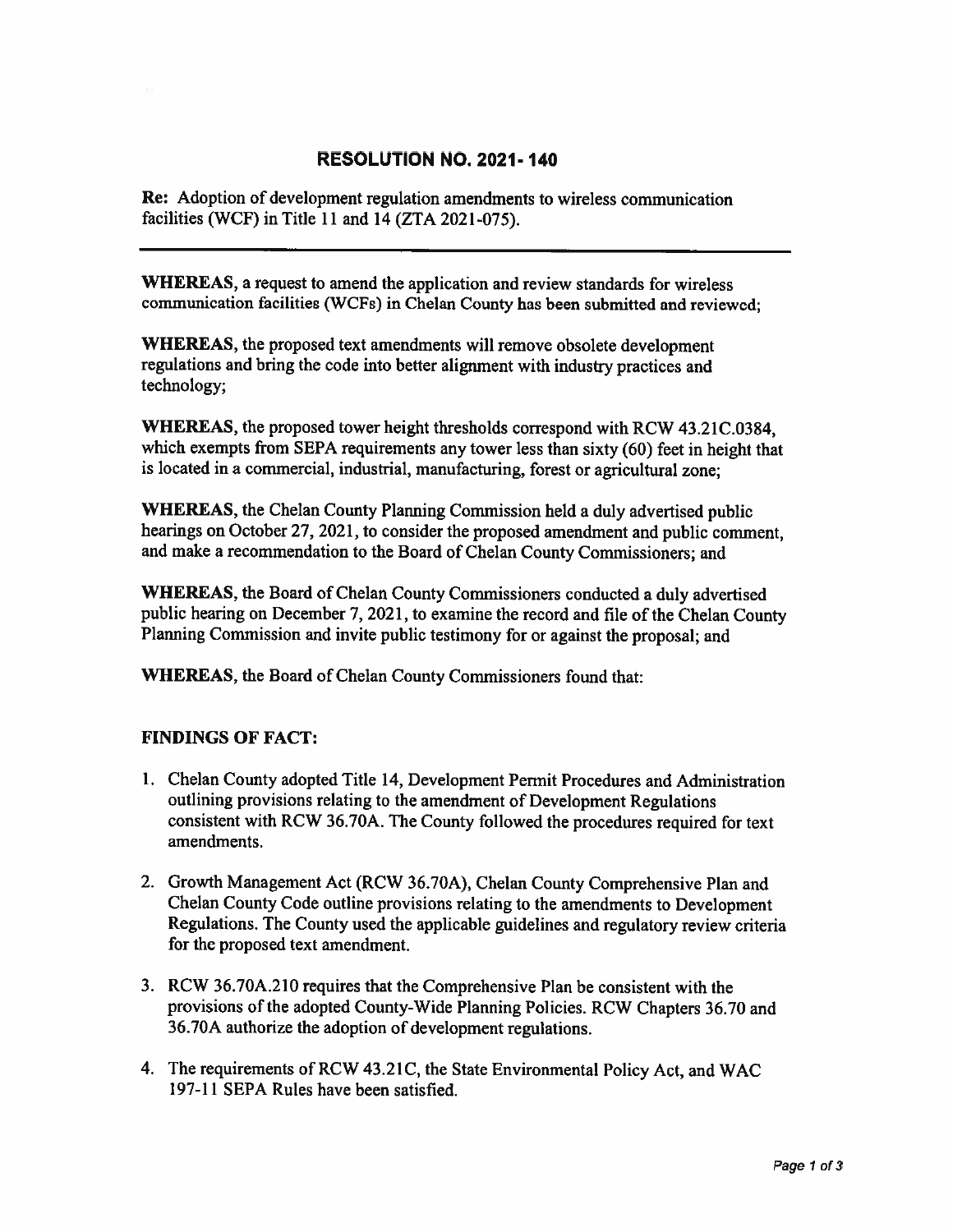## RESOLUTION NO. 2021- 140

**Re:** Adoption of development regulation amendments to wireless communication facilities (WCF) in Title 11 and 14 (ZTA 2021-075).

---

**WHEREAS**, a request to amend the application and review standards for wireless communication facilities (WCFs) in Chelan County has been submitted and reviewed;

**WHEREAS**, the proposed text amendments will remove obsolete development regulations and bring the code into better alignment with industry practices and technology;

**WHEREAS**, the proposed tower height thresholds correspond with RCW 43.21C.0384, which exempts from SEPA requirements any tower less than sixty (60) feet in height that is located in a commercial, industrial, manufacturing, forest or agricultural zone;

**WHEREAS**, the Chelan County Planning Commission held a duly advertised public hearings on October 27, 2021, to consider the proposed amendment and public comment, and make a recommendation to the Board of Chelan County Commissioners; and

**WHEREAS**, the Board of Chelan County Commissioners conducted a duly advertised public hearing on December 7, 2021, to examine the record and file of the Chelan County Planning Commission and invite public testimony for or against the proposal; and

**WHEREAS**, the Board of Chelan County Commissioners found that:

### FINDINGS OF FACT:

1. Chelan County adopted Title 14, Development Permit Procedures and Administration outlining provisions relating to the amendment of Development Regulations consistent with RCW 36.70A. The County followed the procedures required for text amendments.
2. Growth Management Act (RCW 36.70A), Chelan County Comprehensive Plan and Chelan County Code outline provisions relating to the amendments to Development Regulations. The County used the applicable guidelines and regulatory review criteria for the proposed text amendment.
3. RCW 36.70A.210 requires that the Comprehensive Plan be consistent with the provisions of the adopted County-Wide Planning Policies. RCW Chapters 36.70 and 36.70A authorize the adoption of development regulations.
4. The requirements of RCW 43.21C, the State Environmental Policy Act, and WAC 197-11 SEPA Rules have been satisfied.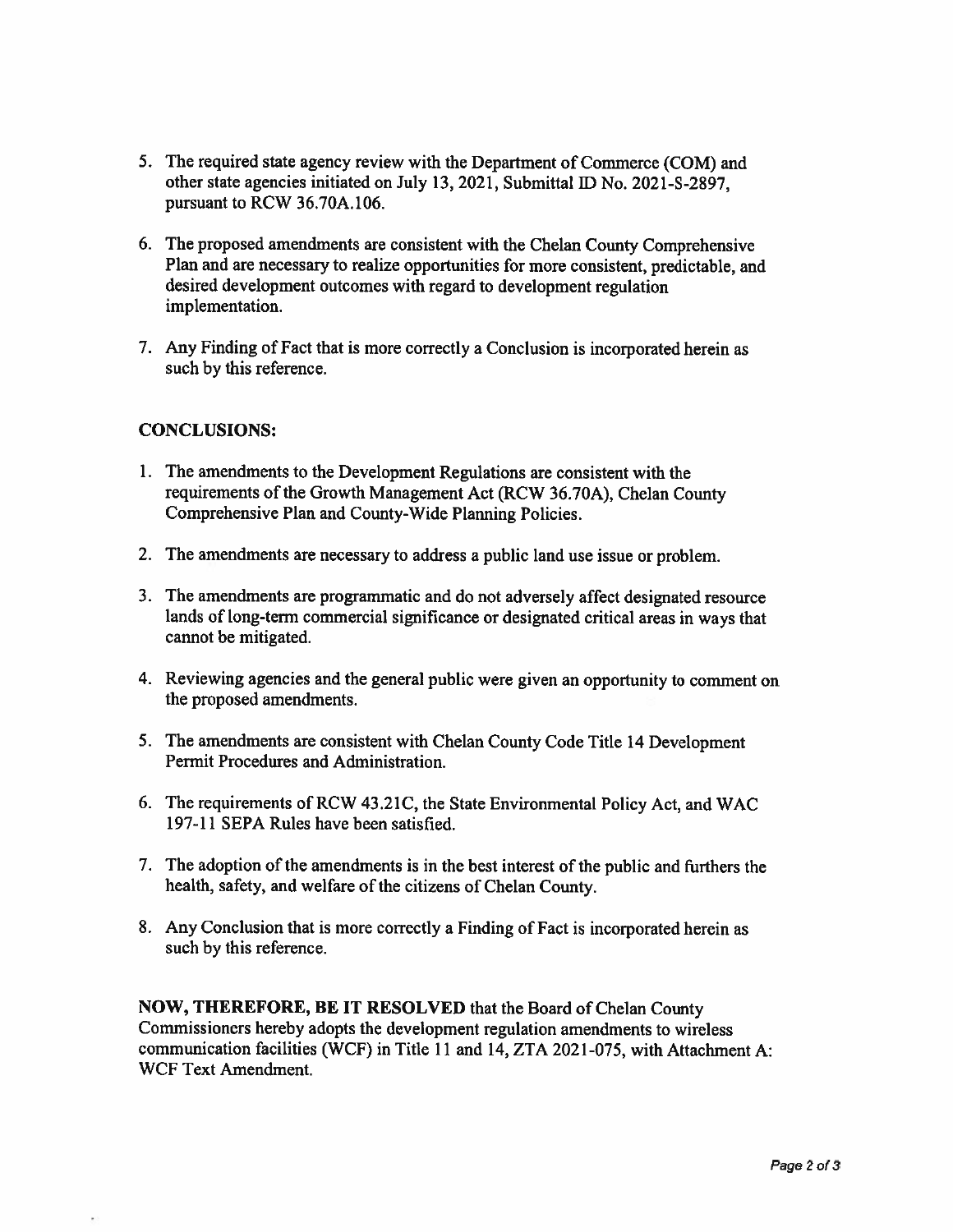5. The required state agency review with the Department of Commerce (COM) and other state agencies initiated on July 13, 2021, Submittal ID No. 2021-S-2897, pursuant to RCW 36.70A.106.

6. The proposed amendments are consistent with the Chelan County Comprehensive Plan and are necessary to realize opportunities for more consistent, predictable, and desired development outcomes with regard to development regulation implementation.

7. Any Finding of Fact that is more correctly a Conclusion is incorporated herein as such by this reference.

**CONCLUSIONS:**

1. The amendments to the Development Regulations are consistent with the requirements of the Growth Management Act (RCW 36.70A), Chelan County Comprehensive Plan and County-Wide Planning Policies.

2. The amendments are necessary to address a public land use issue or problem.

3. The amendments are programmatic and do not adversely affect designated resource lands of long-term commercial significance or designated critical areas in ways that cannot be mitigated.

4. Reviewing agencies and the general public were given an opportunity to comment on the proposed amendments.

5. The amendments are consistent with Chelan County Code Title 14 Development Permit Procedures and Administration.

6. The requirements of RCW 43.21C, the State Environmental Policy Act, and WAC 197-11 SEPA Rules have been satisfied.

7. The adoption of the amendments is in the best interest of the public and furthers the health, safety, and welfare of the citizens of Chelan County.

8. Any Conclusion that is more correctly a Finding of Fact is incorporated herein as such by this reference.

**NOW, THEREFORE, BE IT RESOLVED** that the Board of Chelan County Commissioners hereby adopts the development regulation amendments to wireless communication facilities (WCF) in Title 11 and 14, ZTA 2021-075, with Attachment A: WCF Text Amendment.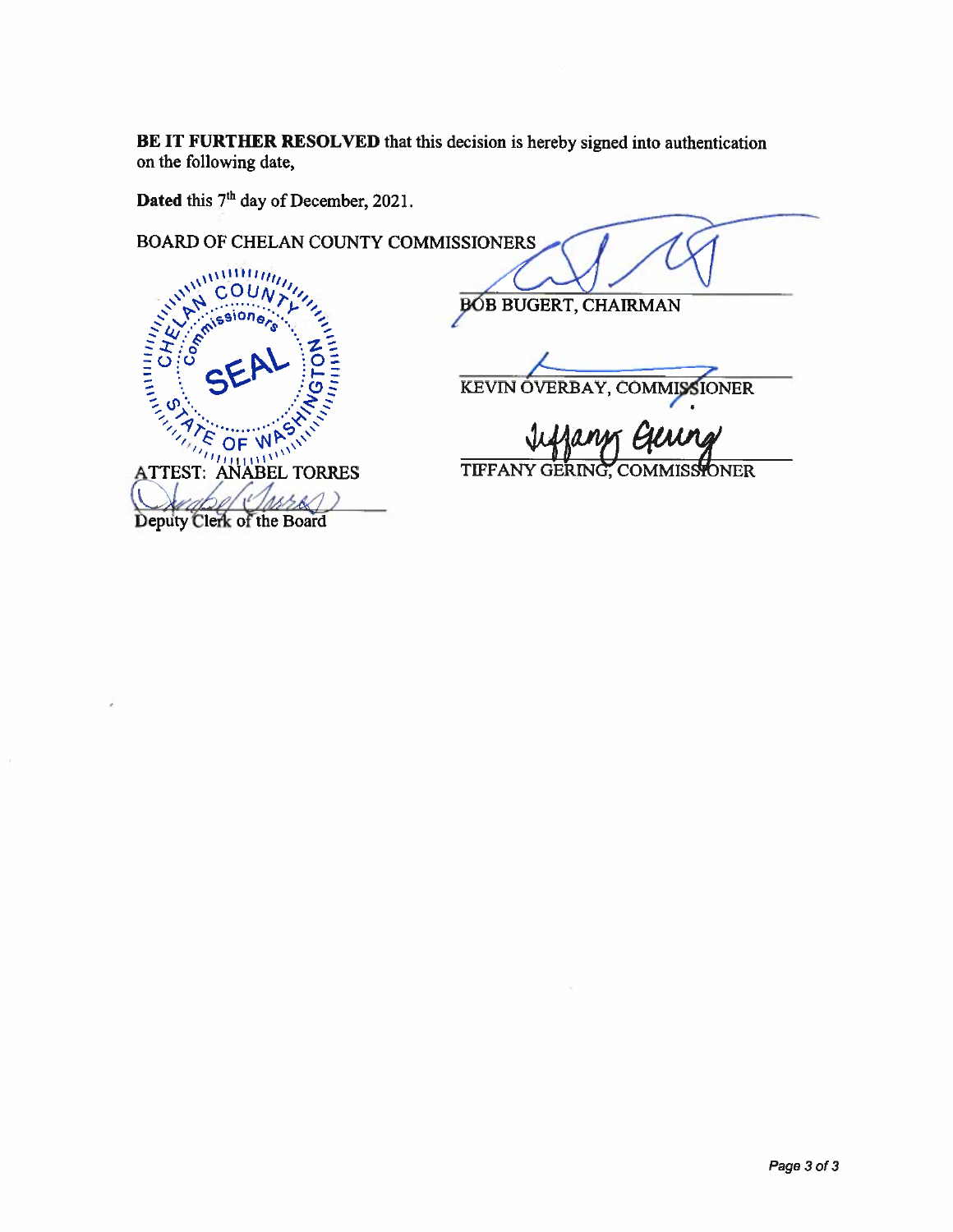**BE IT FURTHER RESOLVED** that this decision is hereby signed into authentication on the following date,

**Dated** this 7th day of December, 2021.

BOARD OF CHELAN COUNTY COMMISSIONERS

CHELAN COUNTY Commissioners SEAL STATE OF WASHINGTON

BOB BUGERT, CHAIRMAN

KEVIN OVERBAY, COMMISSIONER

TIFFANY GERING, COMMISSIONER

ATTEST: ANABEL TORRES

Deputy Clerk of the Board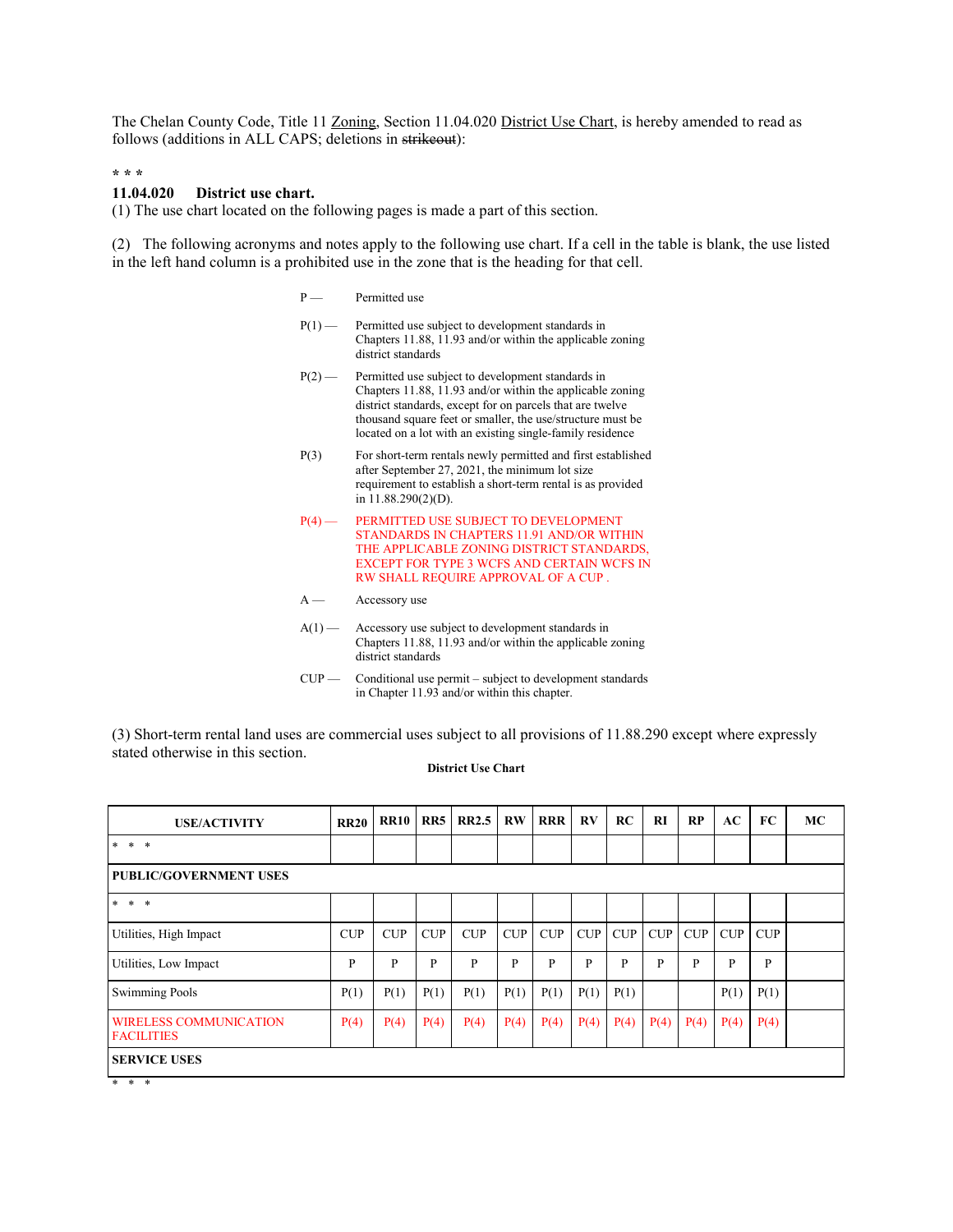The Chelan County Code, Title 11 Zoning, Section 11.04.020 District Use Chart, is hereby amended to read as follows (additions in ALL CAPS; deletions in ~~strikeout~~):

\* \* \*

**11.04.020 District use chart.**

(1) The use chart located on the following pages is made a part of this section.

(2) The following acronyms and notes apply to the following use chart. If a cell in the table is blank, the use listed in the left hand column is a prohibited use in the zone that is the heading for that cell.

P — Permitted use

P(1) — Permitted use subject to development standards in Chapters 11.88, 11.93 and/or within the applicable zoning district standards

P(2) — Permitted use subject to development standards in Chapters 11.88, 11.93 and/or within the applicable zoning district standards, except for on parcels that are twelve thousand square feet or smaller, the use/structure must be located on a lot with an existing single-family residence

P(3) For short-term rentals newly permitted and first established after September 27, 2021, the minimum lot size requirement to establish a short-term rental is as provided in 11.88.290(2)(D).

P(4) — PERMITTED USE SUBJECT TO DEVELOPMENT STANDARDS IN CHAPTERS 11.91 AND/OR WITHIN THE APPLICABLE ZONING DISTRICT STANDARDS, EXCEPT FOR TYPE 3 WCFS AND CERTAIN WCFS IN RW SHALL REQUIRE APPROVAL OF A CUP .

A — Accessory use

A(1) — Accessory use subject to development standards in Chapters 11.88, 11.93 and/or within the applicable zoning district standards

CUP — Conditional use permit – subject to development standards in Chapter 11.93 and/or within this chapter.

(3) Short-term rental land uses are commercial uses subject to all provisions of 11.88.290 except where expressly stated otherwise in this section.

**District Use Chart**

| USE/ACTIVITY | RR20 | RR10 | RR5 | RR2.5 | RW | RRR | RV | RC | RI | RP | AC | FC | MC |
|---|---|---|---|---|---|---|---|---|---|---|---|---|---|
| \* \* \* | | | | | | | | | | | | | |
| **PUBLIC/GOVERNMENT USES** | | | | | | | | | | | | | |
| \* \* \* | | | | | | | | | | | | | |
| Utilities, High Impact | CUP | CUP | CUP | CUP | CUP | CUP | CUP | CUP | CUP | CUP | CUP | CUP | |
| Utilities, Low Impact | P | P | P | P | P | P | P | P | P | P | P | P | |
| Swimming Pools | P(1) | P(1) | P(1) | P(1) | P(1) | P(1) | P(1) | P(1) | | | P(1) | P(1) | |
| WIRELESS COMMUNICATION FACILITIES | P(4) | P(4) | P(4) | P(4) | P(4) | P(4) | P(4) | P(4) | P(4) | P(4) | P(4) | P(4) | |
| **SERVICE USES** | | | | | | | | | | | | | |

\* \* \*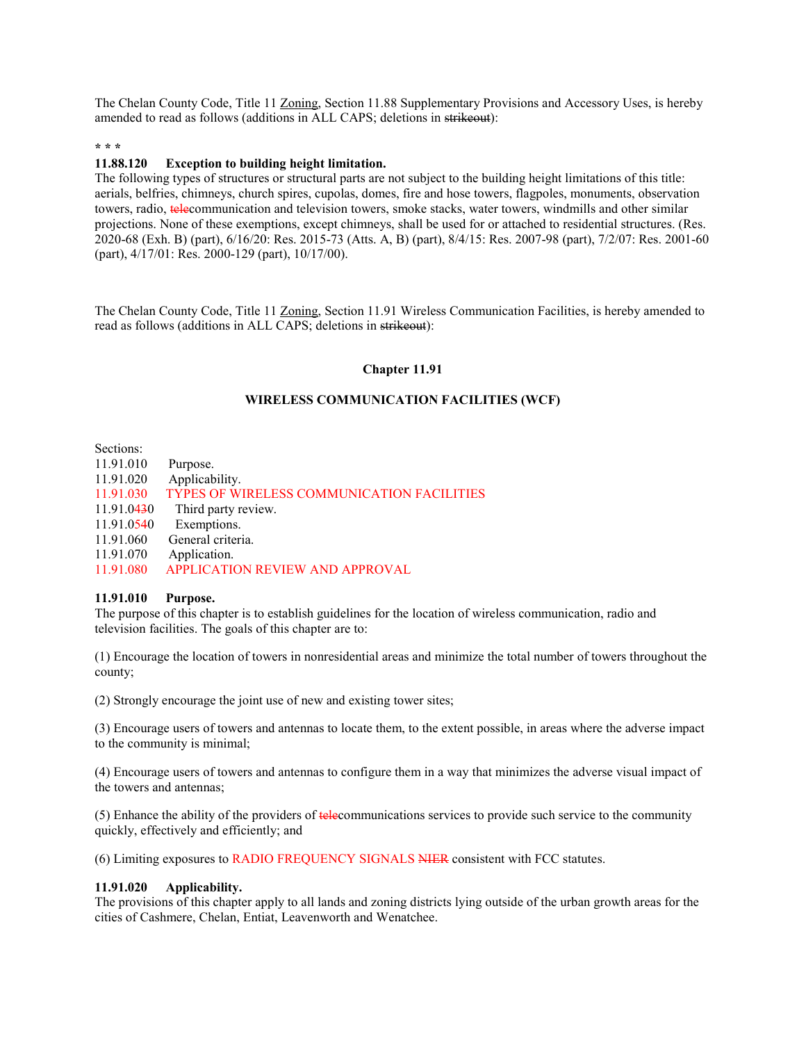The Chelan County Code, Title 11 Zoning, Section 11.88 Supplementary Provisions and Accessory Uses, is hereby amended to read as follows (additions in ALL CAPS; deletions in ~~strikeout~~):

\* \* \*

**11.88.120 Exception to building height limitation.**

The following types of structures or structural parts are not subject to the building height limitations of this title: aerials, belfries, chimneys, church spires, cupolas, domes, fire and hose towers, flagpoles, monuments, observation towers, radio, ~~tele~~communication and television towers, smoke stacks, water towers, windmills and other similar projections. None of these exemptions, except chimneys, shall be used for or attached to residential structures. (Res. 2020-68 (Exh. B) (part), 6/16/20: Res. 2015-73 (Atts. A, B) (part), 8/4/15: Res. 2007-98 (part), 7/2/07: Res. 2001-60 (part), 4/17/01: Res. 2000-129 (part), 10/17/00).

The Chelan County Code, Title 11 Zoning, Section 11.91 Wireless Communication Facilities, is hereby amended to read as follows (additions in ALL CAPS; deletions in ~~strikeout~~):

## Chapter 11.91

## WIRELESS COMMUNICATION FACILITIES (WCF)

Sections:

11.91.010 Purpose.
11.91.020 Applicability.
11.91.030 TYPES OF WIRELESS COMMUNICATION FACILITIES
11.91.04~~3~~0 Third party review.
11.91.05~~4~~0 Exemptions.
11.91.060 General criteria.
11.91.070 Application.
11.91.080 APPLICATION REVIEW AND APPROVAL

**11.91.010 Purpose.**

The purpose of this chapter is to establish guidelines for the location of wireless communication, radio and television facilities. The goals of this chapter are to:

(1) Encourage the location of towers in nonresidential areas and minimize the total number of towers throughout the county;

(2) Strongly encourage the joint use of new and existing tower sites;

(3) Encourage users of towers and antennas to locate them, to the extent possible, in areas where the adverse impact to the community is minimal;

(4) Encourage users of towers and antennas to configure them in a way that minimizes the adverse visual impact of the towers and antennas;

(5) Enhance the ability of the providers of ~~tele~~communications services to provide such service to the community quickly, effectively and efficiently; and

(6) Limiting exposures to RADIO FREQUENCY SIGNALS ~~NIER~~ consistent with FCC statutes.

**11.91.020 Applicability.**

The provisions of this chapter apply to all lands and zoning districts lying outside of the urban growth areas for the cities of Cashmere, Chelan, Entiat, Leavenworth and Wenatchee.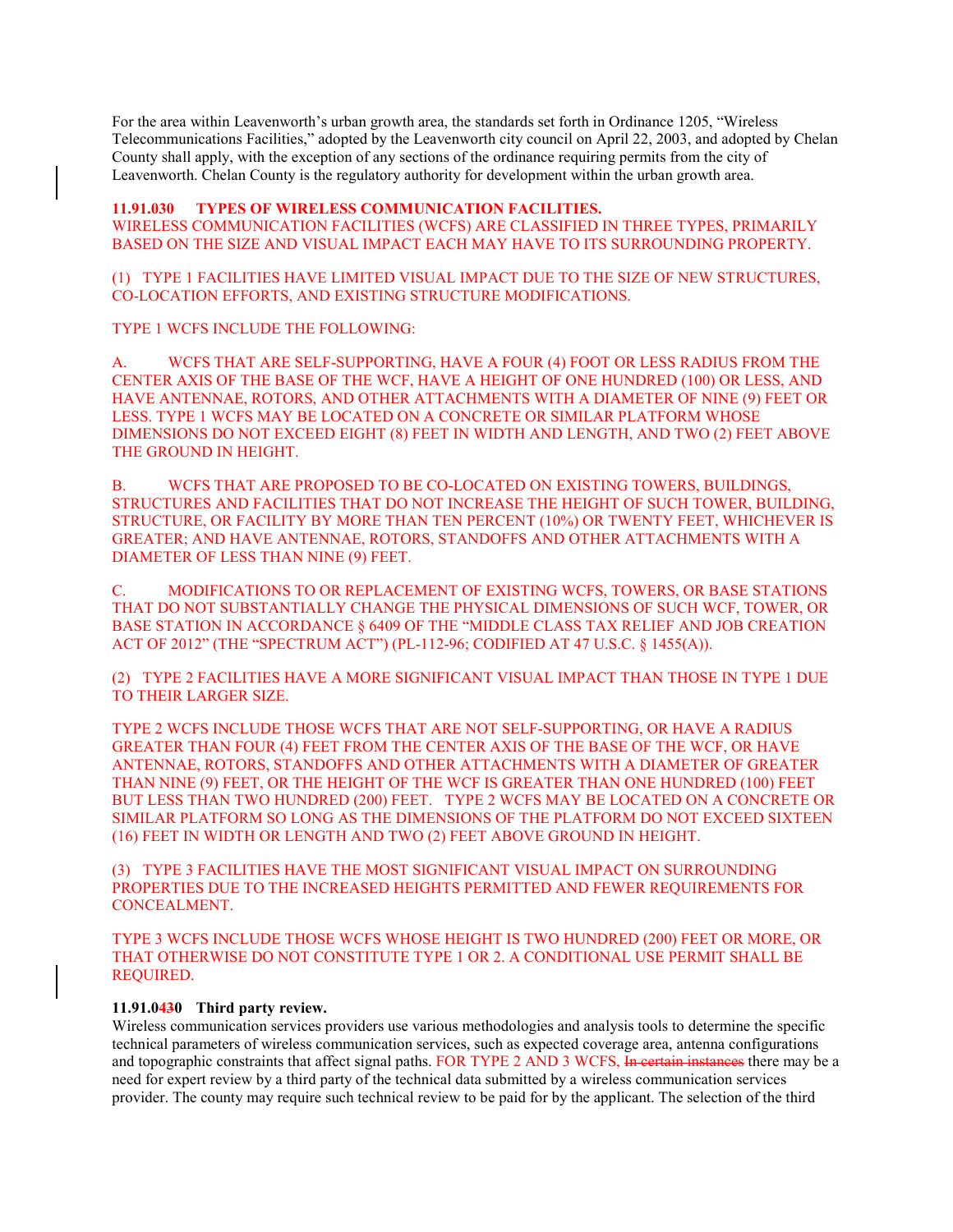For the area within Leavenworth's urban growth area, the standards set forth in Ordinance 1205, "Wireless Telecommunications Facilities," adopted by the Leavenworth city council on April 22, 2003, and adopted by Chelan County shall apply, with the exception of any sections of the ordinance requiring permits from the city of Leavenworth. Chelan County is the regulatory authority for development within the urban growth area.

**11.91.030 TYPES OF WIRELESS COMMUNICATION FACILITIES.**

WIRELESS COMMUNICATION FACILITIES (WCFS) ARE CLASSIFIED IN THREE TYPES, PRIMARILY BASED ON THE SIZE AND VISUAL IMPACT EACH MAY HAVE TO ITS SURROUNDING PROPERTY.

(1) TYPE 1 FACILITIES HAVE LIMITED VISUAL IMPACT DUE TO THE SIZE OF NEW STRUCTURES, CO-LOCATION EFFORTS, AND EXISTING STRUCTURE MODIFICATIONS.

TYPE 1 WCFS INCLUDE THE FOLLOWING:

A. WCFS THAT ARE SELF-SUPPORTING, HAVE A FOUR (4) FOOT OR LESS RADIUS FROM THE CENTER AXIS OF THE BASE OF THE WCF, HAVE A HEIGHT OF ONE HUNDRED (100) OR LESS, AND HAVE ANTENNAE, ROTORS, AND OTHER ATTACHMENTS WITH A DIAMETER OF NINE (9) FEET OR LESS. TYPE 1 WCFS MAY BE LOCATED ON A CONCRETE OR SIMILAR PLATFORM WHOSE DIMENSIONS DO NOT EXCEED EIGHT (8) FEET IN WIDTH AND LENGTH, AND TWO (2) FEET ABOVE THE GROUND IN HEIGHT.

B. WCFS THAT ARE PROPOSED TO BE CO-LOCATED ON EXISTING TOWERS, BUILDINGS, STRUCTURES AND FACILITIES THAT DO NOT INCREASE THE HEIGHT OF SUCH TOWER, BUILDING, STRUCTURE, OR FACILITY BY MORE THAN TEN PERCENT (10%) OR TWENTY FEET, WHICHEVER IS GREATER; AND HAVE ANTENNAE, ROTORS, STANDOFFS AND OTHER ATTACHMENTS WITH A DIAMETER OF LESS THAN NINE (9) FEET.

C. MODIFICATIONS TO OR REPLACEMENT OF EXISTING WCFS, TOWERS, OR BASE STATIONS THAT DO NOT SUBSTANTIALLY CHANGE THE PHYSICAL DIMENSIONS OF SUCH WCF, TOWER, OR BASE STATION IN ACCORDANCE § 6409 OF THE "MIDDLE CLASS TAX RELIEF AND JOB CREATION ACT OF 2012" (THE "SPECTRUM ACT") (PL-112-96; CODIFIED AT 47 U.S.C. § 1455(A)).

(2) TYPE 2 FACILITIES HAVE A MORE SIGNIFICANT VISUAL IMPACT THAN THOSE IN TYPE 1 DUE TO THEIR LARGER SIZE.

TYPE 2 WCFS INCLUDE THOSE WCFS THAT ARE NOT SELF-SUPPORTING, OR HAVE A RADIUS GREATER THAN FOUR (4) FEET FROM THE CENTER AXIS OF THE BASE OF THE WCF, OR HAVE ANTENNAE, ROTORS, STANDOFFS AND OTHER ATTACHMENTS WITH A DIAMETER OF GREATER THAN NINE (9) FEET, OR THE HEIGHT OF THE WCF IS GREATER THAN ONE HUNDRED (100) FEET BUT LESS THAN TWO HUNDRED (200) FEET. TYPE 2 WCFS MAY BE LOCATED ON A CONCRETE OR SIMILAR PLATFORM SO LONG AS THE DIMENSIONS OF THE PLATFORM DO NOT EXCEED SIXTEEN (16) FEET IN WIDTH OR LENGTH AND TWO (2) FEET ABOVE GROUND IN HEIGHT.

(3) TYPE 3 FACILITIES HAVE THE MOST SIGNIFICANT VISUAL IMPACT ON SURROUNDING PROPERTIES DUE TO THE INCREASED HEIGHTS PERMITTED AND FEWER REQUIREMENTS FOR CONCEALMENT.

TYPE 3 WCFS INCLUDE THOSE WCFS WHOSE HEIGHT IS TWO HUNDRED (200) FEET OR MORE, OR THAT OTHERWISE DO NOT CONSTITUTE TYPE 1 OR 2. A CONDITIONAL USE PERMIT SHALL BE REQUIRED.

**11.91.0~~4~~30 Third party review.**

Wireless communication services providers use various methodologies and analysis tools to determine the specific technical parameters of wireless communication services, such as expected coverage area, antenna configurations and topographic constraints that affect signal paths. FOR TYPE 2 AND 3 WCFS, ~~In certain instances~~ there may be a need for expert review by a third party of the technical data submitted by a wireless communication services provider. The county may require such technical review to be paid for by the applicant. The selection of the third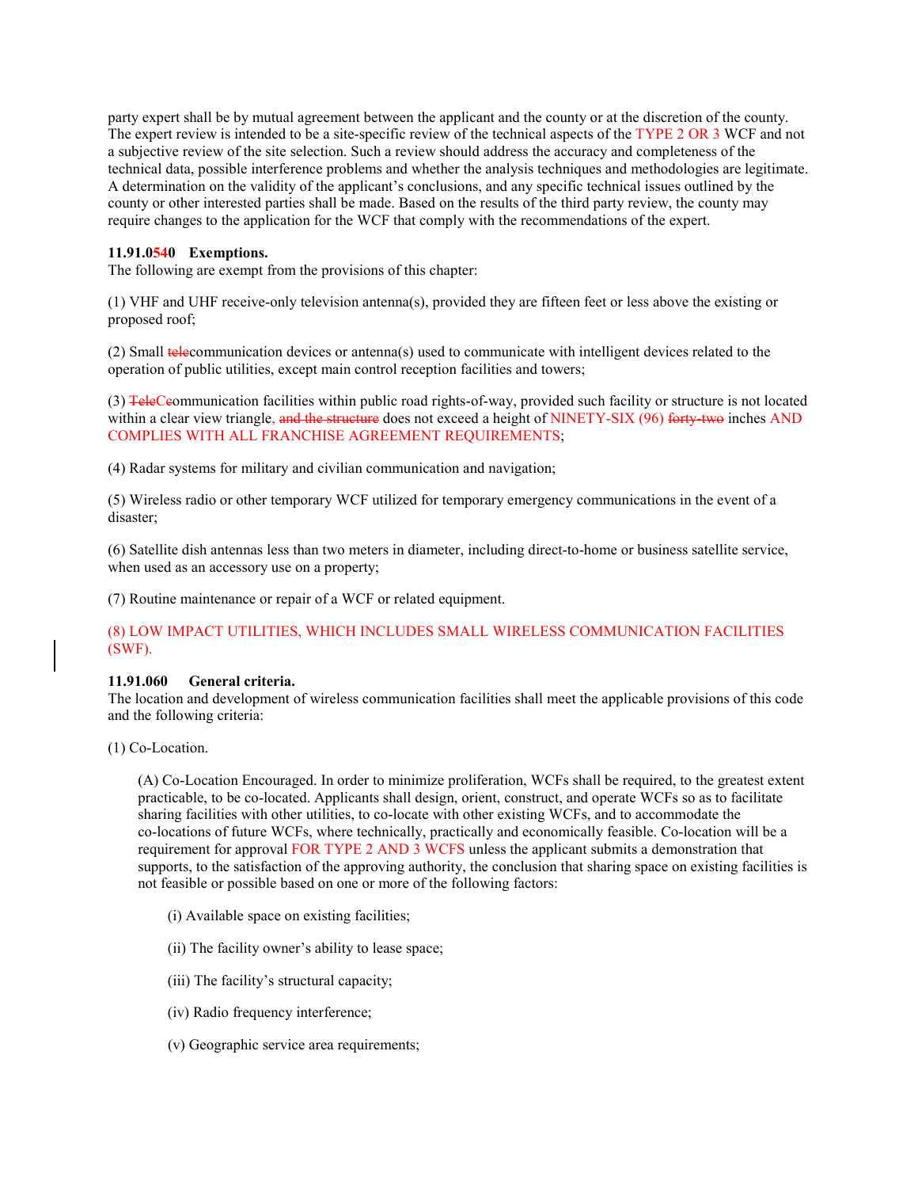party expert shall be by mutual agreement between the applicant and the county or at the discretion of the county. The expert review is intended to be a site-specific review of the technical aspects of the TYPE 2 OR 3 WCF and not a subjective review of the site selection. Such a review should address the accuracy and completeness of the technical data, possible interference problems and whether the analysis techniques and methodologies are legitimate. A determination on the validity of the applicant's conclusions, and any specific technical issues outlined by the county or other interested parties shall be made. Based on the results of the third party review, the county may require changes to the application for the WCF that comply with the recommendations of the expert.

**11.91.0~~5~~40 Exemptions.**

The following are exempt from the provisions of this chapter:

(1) VHF and UHF receive-only television antenna(s), provided they are fifteen feet or less above the existing or proposed roof;

(2) Small ~~tele~~communication devices or antenna(s) used to communicate with intelligent devices related to the operation of public utilities, except main control reception facilities and towers;

(3) ~~Tele~~Communication facilities within public road rights-of-way, provided such facility or structure is not located within a clear view triangle, ~~and the structure~~ does not exceed a height of NINETY-SIX (96) ~~forty-two~~ inches AND COMPLIES WITH ALL FRANCHISE AGREEMENT REQUIREMENTS;

(4) Radar systems for military and civilian communication and navigation;

(5) Wireless radio or other temporary WCF utilized for temporary emergency communications in the event of a disaster;

(6) Satellite dish antennas less than two meters in diameter, including direct-to-home or business satellite service, when used as an accessory use on a property;

(7) Routine maintenance or repair of a WCF or related equipment.

(8) LOW IMPACT UTILITIES, WHICH INCLUDES SMALL WIRELESS COMMUNICATION FACILITIES (SWF).

**11.91.060 General criteria.**

The location and development of wireless communication facilities shall meet the applicable provisions of this code and the following criteria:

(1) Co-Location.

(A) Co-Location Encouraged. In order to minimize proliferation, WCFs shall be required, to the greatest extent practicable, to be co-located. Applicants shall design, orient, construct, and operate WCFs so as to facilitate sharing facilities with other utilities, to co-locate with other existing WCFs, and to accommodate the co-locations of future WCFs, where technically, practically and economically feasible. Co-location will be a requirement for approval FOR TYPE 2 AND 3 WCFS unless the applicant submits a demonstration that supports, to the satisfaction of the approving authority, the conclusion that sharing space on existing facilities is not feasible or possible based on one or more of the following factors:

(i) Available space on existing facilities;

(ii) The facility owner's ability to lease space;

(iii) The facility's structural capacity;

(iv) Radio frequency interference;

(v) Geographic service area requirements;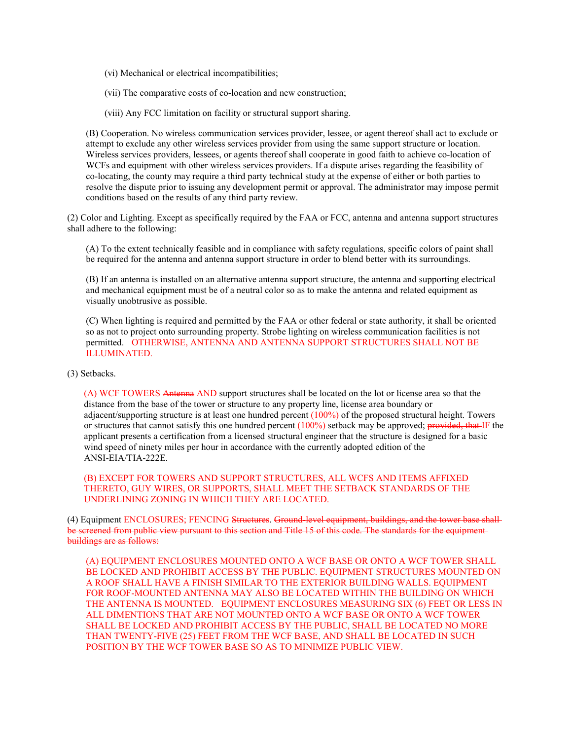(vi) Mechanical or electrical incompatibilities;

(vii) The comparative costs of co-location and new construction;

(viii) Any FCC limitation on facility or structural support sharing.

(B) Cooperation. No wireless communication services provider, lessee, or agent thereof shall act to exclude or attempt to exclude any other wireless services provider from using the same support structure or location. Wireless services providers, lessees, or agents thereof shall cooperate in good faith to achieve co-location of WCFs and equipment with other wireless services providers. If a dispute arises regarding the feasibility of co-locating, the county may require a third party technical study at the expense of either or both parties to resolve the dispute prior to issuing any development permit or approval. The administrator may impose permit conditions based on the results of any third party review.

(2) Color and Lighting. Except as specifically required by the FAA or FCC, antenna and antenna support structures shall adhere to the following:

(A) To the extent technically feasible and in compliance with safety regulations, specific colors of paint shall be required for the antenna and antenna support structure in order to blend better with its surroundings.

(B) If an antenna is installed on an alternative antenna support structure, the antenna and supporting electrical and mechanical equipment must be of a neutral color so as to make the antenna and related equipment as visually unobtrusive as possible.

(C) When lighting is required and permitted by the FAA or other federal or state authority, it shall be oriented so as not to project onto surrounding property. Strobe lighting on wireless communication facilities is not permitted. OTHERWISE, ANTENNA AND ANTENNA SUPPORT STRUCTURES SHALL NOT BE ILLUMINATED.

(3) Setbacks.

(A) WCF TOWERS ~~Antenna~~ AND support structures shall be located on the lot or license area so that the distance from the base of the tower or structure to any property line, license area boundary or adjacent/supporting structure is at least one hundred percent (100%) of the proposed structural height. Towers or structures that cannot satisfy this one hundred percent (100%) setback may be approved; ~~provided, that~~ IF the applicant presents a certification from a licensed structural engineer that the structure is designed for a basic wind speed of ninety miles per hour in accordance with the currently adopted edition of the ANSI-EIA/TIA-222E.

(B) EXCEPT FOR TOWERS AND SUPPORT STRUCTURES, ALL WCFS AND ITEMS AFFIXED THERETO, GUY WIRES, OR SUPPORTS, SHALL MEET THE SETBACK STANDARDS OF THE UNDERLINING ZONING IN WHICH THEY ARE LOCATED.

(4) Equipment ENCLOSURES; FENCING ~~Structures~~. ~~Ground-level equipment, buildings, and the tower base shall be screened from public view pursuant to this section and Title 15 of this code. The standards for the equipment buildings are as follows:~~

(A) EQUIPMENT ENCLOSURES MOUNTED ONTO A WCF BASE OR ONTO A WCF TOWER SHALL BE LOCKED AND PROHIBIT ACCESS BY THE PUBLIC. EQUIPMENT STRUCTURES MOUNTED ON A ROOF SHALL HAVE A FINISH SIMILAR TO THE EXTERIOR BUILDING WALLS. EQUIPMENT FOR ROOF-MOUNTED ANTENNA MAY ALSO BE LOCATED WITHIN THE BUILDING ON WHICH THE ANTENNA IS MOUNTED. EQUIPMENT ENCLOSURES MEASURING SIX (6) FEET OR LESS IN ALL DIMENTIONS THAT ARE NOT MOUNTED ONTO A WCF BASE OR ONTO A WCF TOWER SHALL BE LOCKED AND PROHIBIT ACCESS BY THE PUBLIC, SHALL BE LOCATED NO MORE THAN TWENTY-FIVE (25) FEET FROM THE WCF BASE, AND SHALL BE LOCATED IN SUCH POSITION BY THE WCF TOWER BASE SO AS TO MINIMIZE PUBLIC VIEW.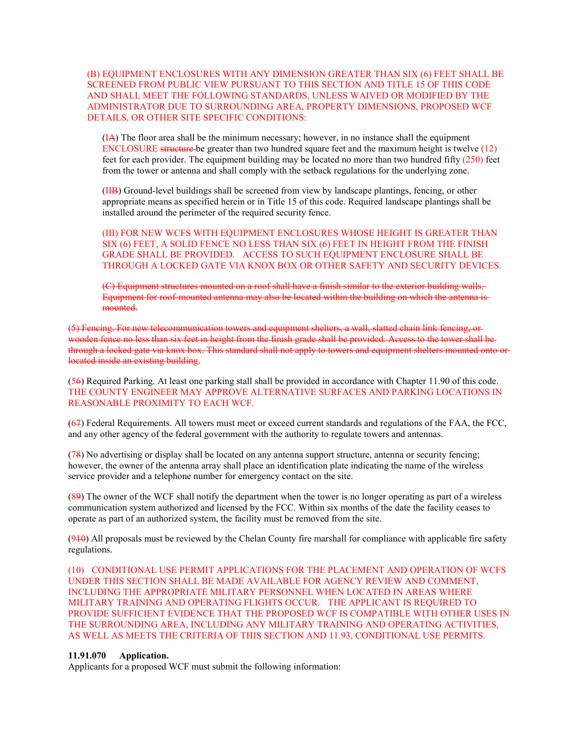(B) EQUIPMENT ENCLOSURES WITH ANY DIMENSION GREATER THAN SIX (6) FEET SHALL BE SCREENED FROM PUBLIC VIEW PURSUANT TO THIS SECTION AND TITLE 15 OF THIS CODE AND SHALL MEET THE FOLLOWING STANDARDS, UNLESS WAIVED OR MODIFIED BY THE ADMINISTRATOR DUE TO SURROUNDING AREA, PROPERTY DIMENSIONS, PROPOSED WCF DETAILS, OR OTHER SITE SPECIFIC CONDITIONS:

(I~~A~~) The floor area shall be the minimum necessary; however, in no instance shall the equipment ENCLOSURE ~~structure~~ be greater than two hundred square feet and the maximum height is twelve (12) feet for each provider. The equipment building may be located no more than two hundred fifty (250) feet from the tower or antenna and shall comply with the setback regulations for the underlying zone.

(II~~B~~) Ground-level buildings shall be screened from view by landscape plantings, fencing, or other appropriate means as specified herein or in Title 15 of this code. Required landscape plantings shall be installed around the perimeter of the required security fence.

(III) FOR NEW WCFS WITH EQUIPMENT ENCLOSURES WHOSE HEIGHT IS GREATER THAN SIX (6) FEET, A SOLID FENCE NO LESS THAN SIX (6) FEET IN HEIGHT FROM THE FINISH GRADE SHALL BE PROVIDED. ACCESS TO SUCH EQUIPMENT ENCLOSURE SHALL BE THROUGH A LOCKED GATE VIA KNOX BOX OR OTHER SAFETY AND SECURITY DEVICES.

~~(C) Equipment structures mounted on a roof shall have a finish similar to the exterior building walls. Equipment for roof-mounted antenna may also be located within the building on which the antenna is mounted.~~

~~(5) Fencing. For new telecommunication towers and equipment shelters, a wall, slatted chain link fencing, or wooden fence no less than six feet in height from the finish grade shall be provided. Access to the tower shall be through a locked gate via knox box. This standard shall not apply to towers and equipment shelters mounted onto or located inside an existing building.~~

(5~~6~~) Required Parking. At least one parking stall shall be provided in accordance with Chapter 11.90 of this code. THE COUNTY ENGINEER MAY APPROVE ALTERNATIVE SURFACES AND PARKING LOCATIONS IN REASONABLE PROXIMITY TO EACH WCF.

(6~~7~~) Federal Requirements. All towers must meet or exceed current standards and regulations of the FAA, the FCC, and any other agency of the federal government with the authority to regulate towers and antennas.

(7~~8~~) No advertising or display shall be located on any antenna support structure, antenna or security fencing; however, the owner of the antenna array shall place an identification plate indicating the name of the wireless service provider and a telephone number for emergency contact on the site.

(8~~9~~) The owner of the WCF shall notify the department when the tower is no longer operating as part of a wireless communication system authorized and licensed by the FCC. Within six months of the date the facility ceases to operate as part of an authorized system, the facility must be removed from the site.

(9~~10~~) All proposals must be reviewed by the Chelan County fire marshall for compliance with applicable fire safety regulations.

(10) CONDITIONAL USE PERMIT APPLICATIONS FOR THE PLACEMENT AND OPERATION OF WCFS UNDER THIS SECTION SHALL BE MADE AVAILABLE FOR AGENCY REVIEW AND COMMENT, INCLUDING THE APPROPRIATE MILITARY PERSONNEL WHEN LOCATED IN AREAS WHERE MILITARY TRAINING AND OPERATING FLIGHTS OCCUR. THE APPLICANT IS REQUIRED TO PROVIDE SUFFICIENT EVIDENCE THAT THE PROPOSED WCF IS COMPATIBLE WITH OTHER USES IN THE SURROUNDING AREA, INCLUDING ANY MILITARY TRAINING AND OPERATING ACTIVITIES, AS WELL AS MEETS THE CRITERIA OF THIS SECTION AND 11.93, CONDITIONAL USE PERMITS.

**11.91.070 Application.**

Applicants for a proposed WCF must submit the following information: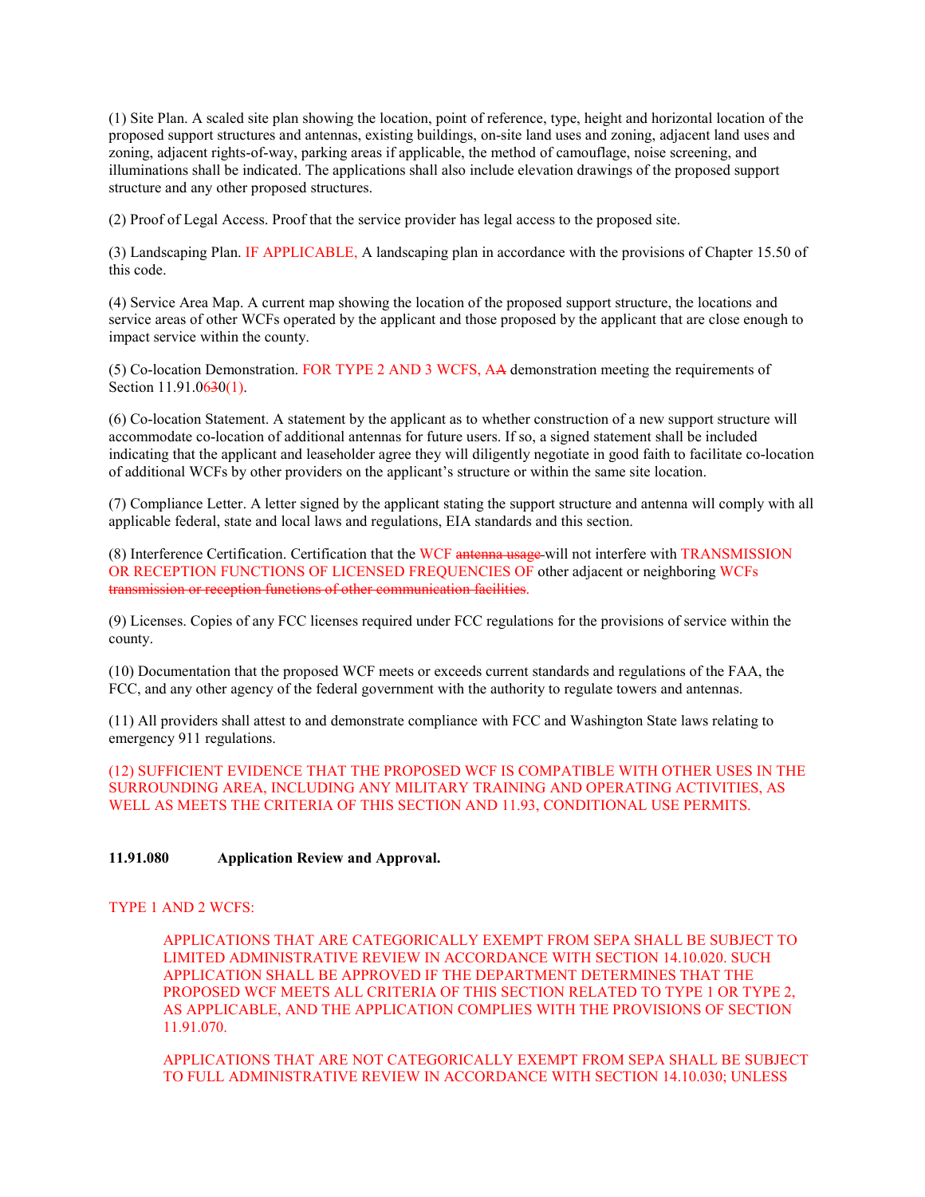(1) Site Plan. A scaled site plan showing the location, point of reference, type, height and horizontal location of the proposed support structures and antennas, existing buildings, on-site land uses and zoning, adjacent land uses and zoning, adjacent rights-of-way, parking areas if applicable, the method of camouflage, noise screening, and illuminations shall be indicated. The applications shall also include elevation drawings of the proposed support structure and any other proposed structures.

(2) Proof of Legal Access. Proof that the service provider has legal access to the proposed site.

(3) Landscaping Plan. IF APPLICABLE, A landscaping plan in accordance with the provisions of Chapter 15.50 of this code.

(4) Service Area Map. A current map showing the location of the proposed support structure, the locations and service areas of other WCFs operated by the applicant and those proposed by the applicant that are close enough to impact service within the county.

(5) Co-location Demonstration. FOR TYPE 2 AND 3 WCFS, A ~~A~~ demonstration meeting the requirements of Section 11.91.06~~3~~0(1).

(6) Co-location Statement. A statement by the applicant as to whether construction of a new support structure will accommodate co-location of additional antennas for future users. If so, a signed statement shall be included indicating that the applicant and leaseholder agree they will diligently negotiate in good faith to facilitate co-location of additional WCFs by other providers on the applicant's structure or within the same site location.

(7) Compliance Letter. A letter signed by the applicant stating the support structure and antenna will comply with all applicable federal, state and local laws and regulations, EIA standards and this section.

(8) Interference Certification. Certification that the WCF ~~antenna usage~~ will not interfere with TRANSMISSION OR RECEPTION FUNCTIONS OF LICENSED FREQUENCIES OF other adjacent or neighboring WCFs ~~transmission or reception functions of other communication facilities~~.

(9) Licenses. Copies of any FCC licenses required under FCC regulations for the provisions of service within the county.

(10) Documentation that the proposed WCF meets or exceeds current standards and regulations of the FAA, the FCC, and any other agency of the federal government with the authority to regulate towers and antennas.

(11) All providers shall attest to and demonstrate compliance with FCC and Washington State laws relating to emergency 911 regulations.

(12) SUFFICIENT EVIDENCE THAT THE PROPOSED WCF IS COMPATIBLE WITH OTHER USES IN THE SURROUNDING AREA, INCLUDING ANY MILITARY TRAINING AND OPERATING ACTIVITIES, AS WELL AS MEETS THE CRITERIA OF THIS SECTION AND 11.93, CONDITIONAL USE PERMITS.

**11.91.080 Application Review and Approval.**

TYPE 1 AND 2 WCFS:

> APPLICATIONS THAT ARE CATEGORICALLY EXEMPT FROM SEPA SHALL BE SUBJECT TO LIMITED ADMINISTRATIVE REVIEW IN ACCORDANCE WITH SECTION 14.10.020. SUCH APPLICATION SHALL BE APPROVED IF THE DEPARTMENT DETERMINES THAT THE PROPOSED WCF MEETS ALL CRITERIA OF THIS SECTION RELATED TO TYPE 1 OR TYPE 2, AS APPLICABLE, AND THE APPLICATION COMPLIES WITH THE PROVISIONS OF SECTION 11.91.070.
>
> APPLICATIONS THAT ARE NOT CATEGORICALLY EXEMPT FROM SEPA SHALL BE SUBJECT TO FULL ADMINISTRATIVE REVIEW IN ACCORDANCE WITH SECTION 14.10.030; UNLESS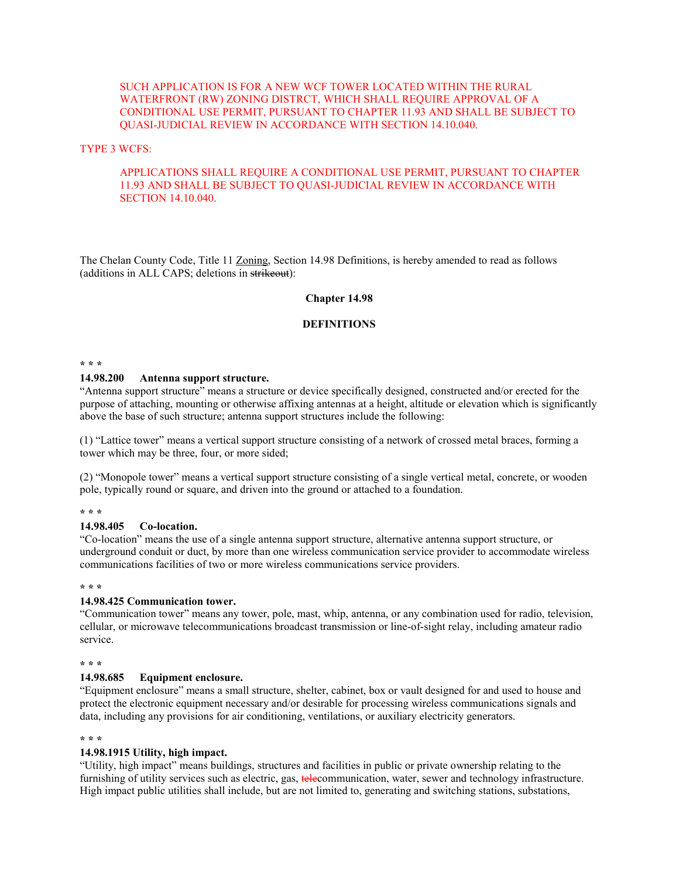SUCH APPLICATION IS FOR A NEW WCF TOWER LOCATED WITHIN THE RURAL WATERFRONT (RW) ZONING DISTRCT, WHICH SHALL REQUIRE APPROVAL OF A CONDITIONAL USE PERMIT, PURSUANT TO CHAPTER 11.93 AND SHALL BE SUBJECT TO QUASI-JUDICIAL REVIEW IN ACCORDANCE WITH SECTION 14.10.040.

TYPE 3 WCFS:

APPLICATIONS SHALL REQUIRE A CONDITIONAL USE PERMIT, PURSUANT TO CHAPTER 11.93 AND SHALL BE SUBJECT TO QUASI-JUDICIAL REVIEW IN ACCORDANCE WITH SECTION 14.10.040.

The Chelan County Code, Title 11 Zoning, Section 14.98 Definitions, is hereby amended to read as follows (additions in ALL CAPS; deletions in ~~strikeout~~):

**Chapter 14.98**

**DEFINITIONS**

**\* \* \***

**14.98.200 Antenna support structure.**

"Antenna support structure" means a structure or device specifically designed, constructed and/or erected for the purpose of attaching, mounting or otherwise affixing antennas at a height, altitude or elevation which is significantly above the base of such structure; antenna support structures include the following:

(1) "Lattice tower" means a vertical support structure consisting of a network of crossed metal braces, forming a tower which may be three, four, or more sided;

(2) "Monopole tower" means a vertical support structure consisting of a single vertical metal, concrete, or wooden pole, typically round or square, and driven into the ground or attached to a foundation.

**\* \* \***

**14.98.405 Co-location.**

"Co-location" means the use of a single antenna support structure, alternative antenna support structure, or underground conduit or duct, by more than one wireless communication service provider to accommodate wireless communications facilities of two or more wireless communications service providers.

**\* \* \***

**14.98.425 Communication tower.**

"Communication tower" means any tower, pole, mast, whip, antenna, or any combination used for radio, television, cellular, or microwave telecommunications broadcast transmission or line-of-sight relay, including amateur radio service.

**\* \* \***

**14.98.685 Equipment enclosure.**

"Equipment enclosure" means a small structure, shelter, cabinet, box or vault designed for and used to house and protect the electronic equipment necessary and/or desirable for processing wireless communications signals and data, including any provisions for air conditioning, ventilations, or auxiliary electricity generators.

**\* \* \***

**14.98.1915 Utility, high impact.**

"Utility, high impact" means buildings, structures and facilities in public or private ownership relating to the furnishing of utility services such as electric, gas, ~~tele~~communication, water, sewer and technology infrastructure. High impact public utilities shall include, but are not limited to, generating and switching stations, substations,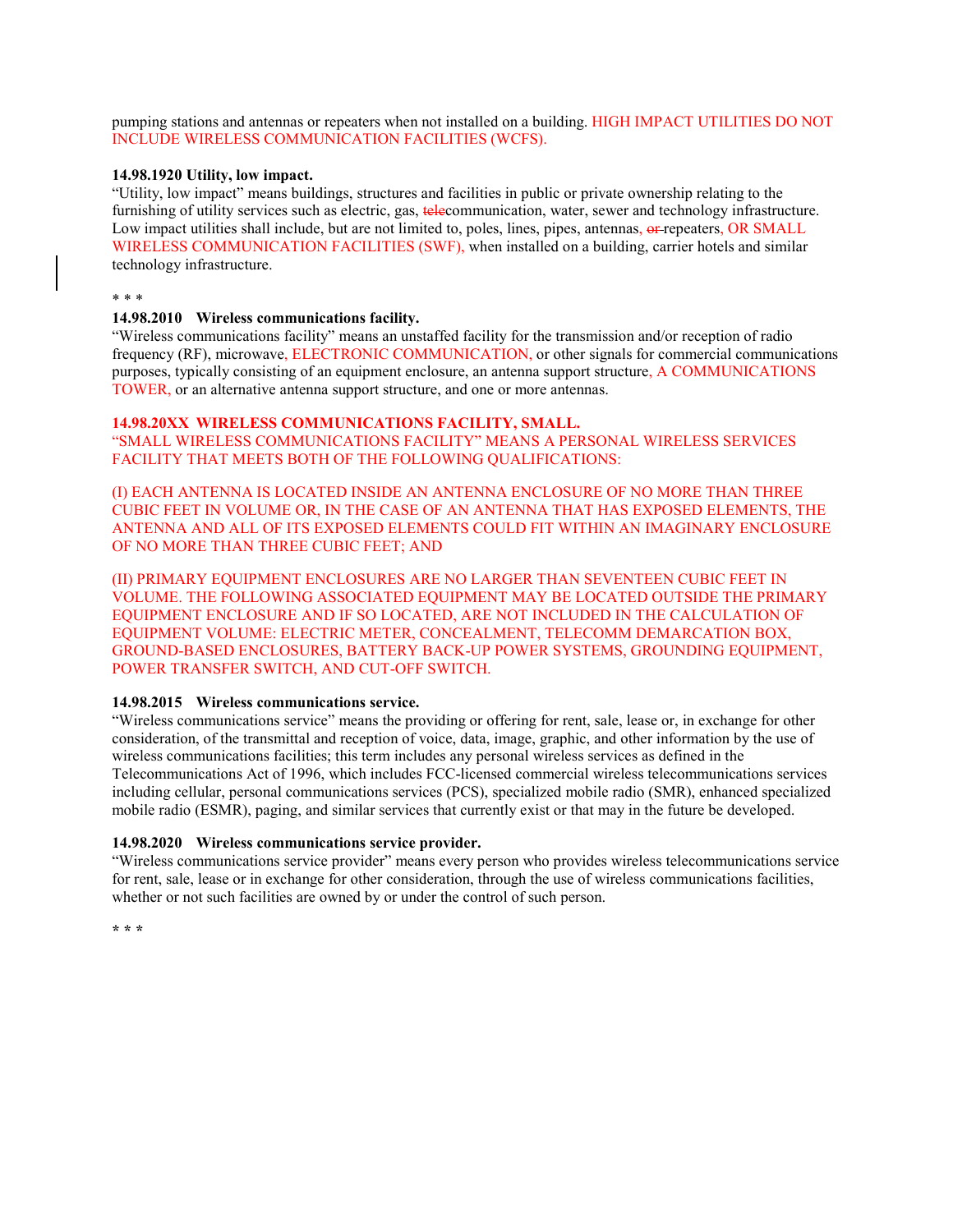pumping stations and antennas or repeaters when not installed on a building. HIGH IMPACT UTILITIES DO NOT INCLUDE WIRELESS COMMUNICATION FACILITIES (WCFS).

**14.98.1920 Utility, low impact.**

"Utility, low impact" means buildings, structures and facilities in public or private ownership relating to the furnishing of utility services such as electric, gas, ~~tele~~communication, water, sewer and technology infrastructure. Low impact utilities shall include, but are not limited to, poles, lines, pipes, antennas, ~~or~~ repeaters, OR SMALL WIRELESS COMMUNICATION FACILITIES (SWF), when installed on a building, carrier hotels and similar technology infrastructure.

\* \* \*

**14.98.2010 Wireless communications facility.**

"Wireless communications facility" means an unstaffed facility for the transmission and/or reception of radio frequency (RF), microwave, ELECTRONIC COMMUNICATION, or other signals for commercial communications purposes, typically consisting of an equipment enclosure, an antenna support structure, A COMMUNICATIONS TOWER, or an alternative antenna support structure, and one or more antennas.

**14.98.20XX WIRELESS COMMUNICATIONS FACILITY, SMALL.**

"SMALL WIRELESS COMMUNICATIONS FACILITY" MEANS A PERSONAL WIRELESS SERVICES FACILITY THAT MEETS BOTH OF THE FOLLOWING QUALIFICATIONS:

(I) EACH ANTENNA IS LOCATED INSIDE AN ANTENNA ENCLOSURE OF NO MORE THAN THREE CUBIC FEET IN VOLUME OR, IN THE CASE OF AN ANTENNA THAT HAS EXPOSED ELEMENTS, THE ANTENNA AND ALL OF ITS EXPOSED ELEMENTS COULD FIT WITHIN AN IMAGINARY ENCLOSURE OF NO MORE THAN THREE CUBIC FEET; AND

(II) PRIMARY EQUIPMENT ENCLOSURES ARE NO LARGER THAN SEVENTEEN CUBIC FEET IN VOLUME. THE FOLLOWING ASSOCIATED EQUIPMENT MAY BE LOCATED OUTSIDE THE PRIMARY EQUIPMENT ENCLOSURE AND IF SO LOCATED, ARE NOT INCLUDED IN THE CALCULATION OF EQUIPMENT VOLUME: ELECTRIC METER, CONCEALMENT, TELECOMM DEMARCATION BOX, GROUND-BASED ENCLOSURES, BATTERY BACK-UP POWER SYSTEMS, GROUNDING EQUIPMENT, POWER TRANSFER SWITCH, AND CUT-OFF SWITCH.

**14.98.2015 Wireless communications service.**

"Wireless communications service" means the providing or offering for rent, sale, lease or, in exchange for other consideration, of the transmittal and reception of voice, data, image, graphic, and other information by the use of wireless communications facilities; this term includes any personal wireless services as defined in the Telecommunications Act of 1996, which includes FCC-licensed commercial wireless telecommunications services including cellular, personal communications services (PCS), specialized mobile radio (SMR), enhanced specialized mobile radio (ESMR), paging, and similar services that currently exist or that may in the future be developed.

**14.98.2020 Wireless communications service provider.**

"Wireless communications service provider" means every person who provides wireless telecommunications service for rent, sale, lease or in exchange for other consideration, through the use of wireless communications facilities, whether or not such facilities are owned by or under the control of such person.

\* \* \*